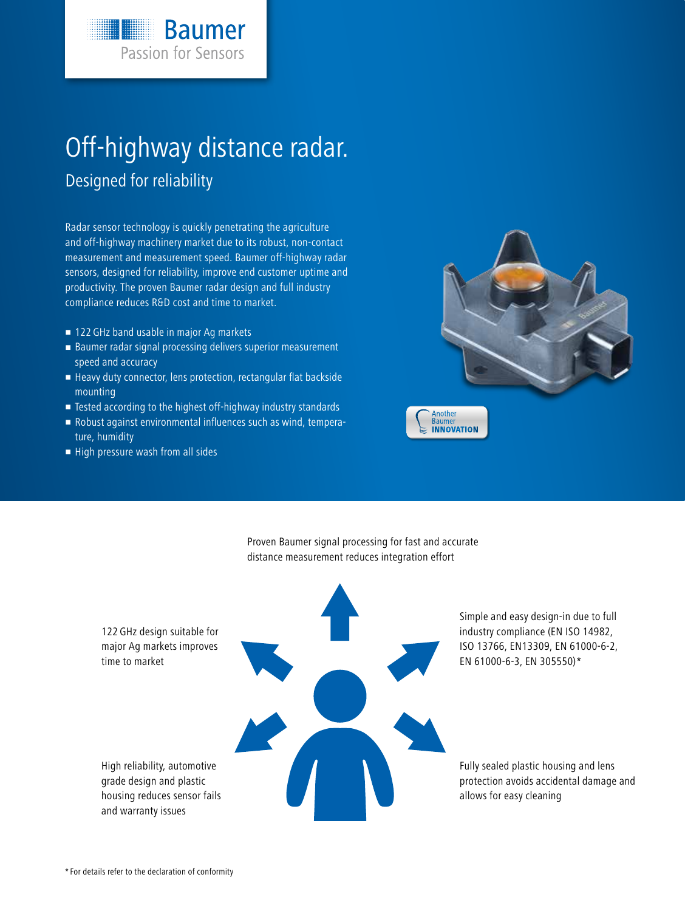Baumer
Passion for Sensors

# Off-highway distance radar.

## Designed for reliability

Radar sensor technology is quickly penetrating the agriculture and off-highway machinery market due to its robust, non-contact measurement and measurement speed. Baumer off-highway radar sensors, designed for reliability, improve end customer uptime and productivity. The proven Baumer radar design and full industry compliance reduces R&D cost and time to market.

- 122 GHz band usable in major Ag markets
- Baumer radar signal processing delivers superior measurement speed and accuracy
- Heavy duty connector, lens protection, rectangular flat backside mounting
- Tested according to the highest off-highway industry standards
- Robust against environmental influences such as wind, temperature, humidity
- High pressure wash from all sides

Another Baumer INNOVATION

Proven Baumer signal processing for fast and accurate distance measurement reduces integration effort

122 GHz design suitable for major Ag markets improves time to market

Simple and easy design-in due to full industry compliance (EN ISO 14982, ISO 13766, EN13309, EN 61000-6-2, EN 61000-6-3, EN 305550)*

High reliability, automotive grade design and plastic housing reduces sensor fails and warranty issues

Fully sealed plastic housing and lens protection avoids accidental damage and allows for easy cleaning

* For details refer to the declaration of conformity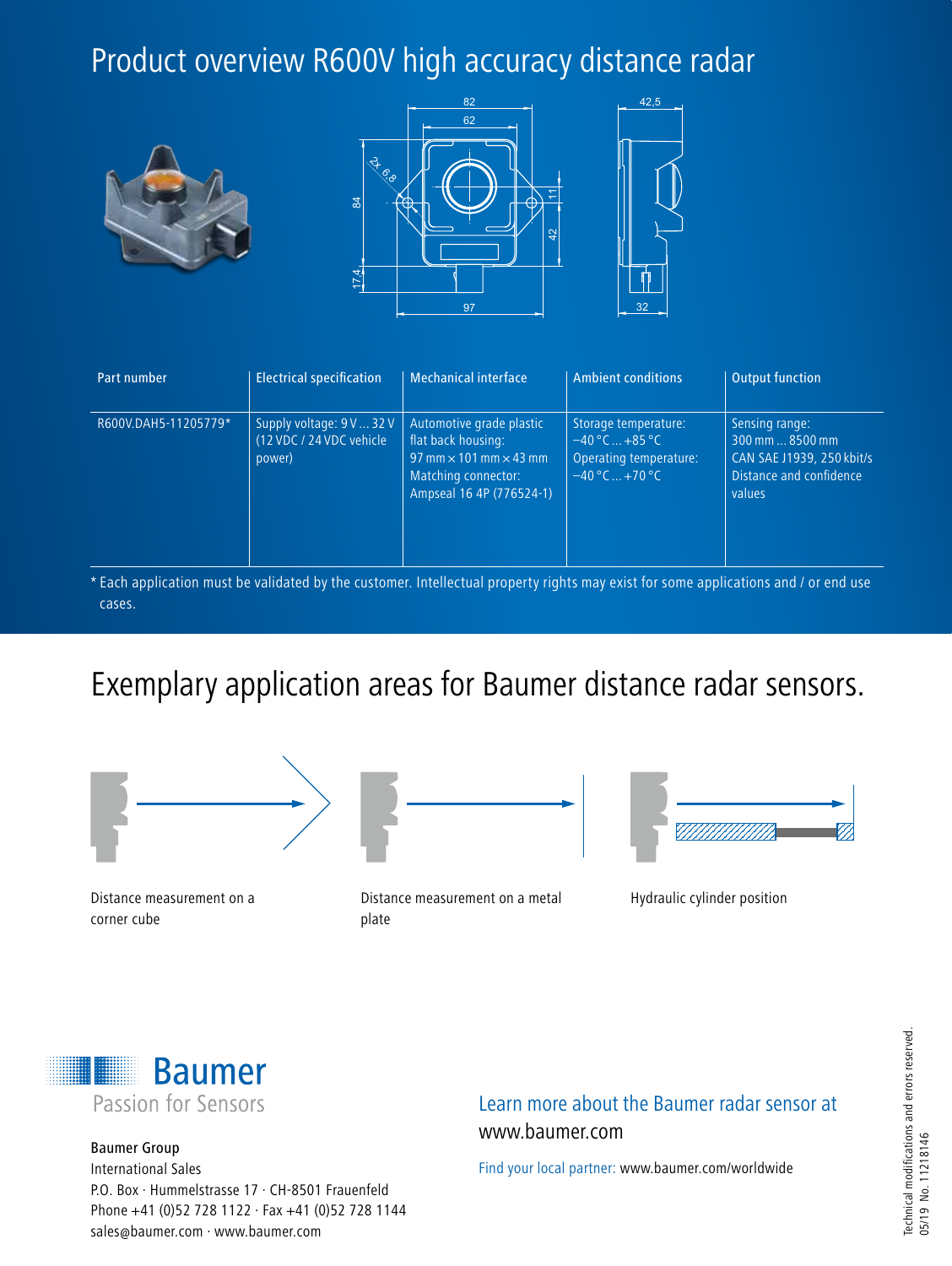# Product overview R600V high accuracy distance radar

82
62
2x 6,8
84
11
42
17,4
97
42,5
32

| Part number | Electrical specification | Mechanical interface | Ambient conditions | Output function |
|---|---|---|---|---|
| R600V.DAH5-11205779* | Supply voltage: 9 V ... 32 V (12 VDC / 24 VDC vehicle power) | Automotive grade plastic flat back housing: 97 mm × 101 mm × 43 mm Matching connector: Ampseal 16 4P (776524-1) | Storage temperature: −40 °C ... +85 °C Operating temperature: −40 °C ... +70 °C | Sensing range: 300 mm ... 8500 mm CAN SAE J1939, 250 kbit/s Distance and confidence values |

* Each application must be validated by the customer. Intellectual property rights may exist for some applications and / or end use cases.

# Exemplary application areas for Baumer distance radar sensors.

Distance measurement on a corner cube

Distance measurement on a metal plate

Hydraulic cylinder position

**Baumer**
Passion for Sensors

Baumer Group
International Sales
P.O. Box · Hummelstrasse 17 · CH-8501 Frauenfeld
Phone +41 (0)52 728 1122 · Fax +41 (0)52 728 1144
sales@baumer.com · www.baumer.com

Learn more about the Baumer radar sensor at
www.baumer.com

Find your local partner: www.baumer.com/worldwide

Technical modifications and errors reserved.
05/19 No. 11218146